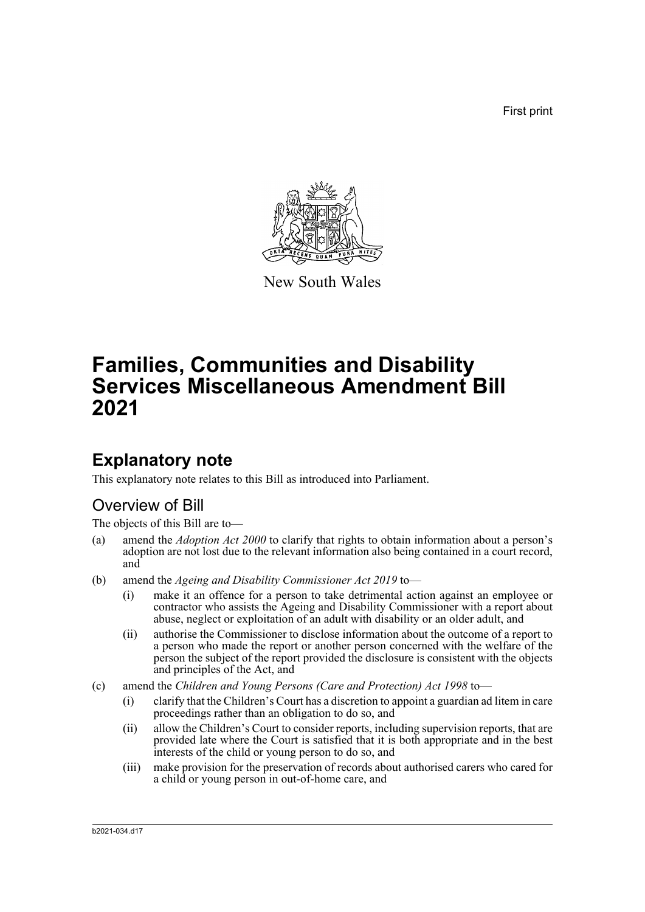First print

New South Wales

# Families, Communities and Disability Services Miscellaneous Amendment Bill 2021

## Explanatory note

This explanatory note relates to this Bill as introduced into Parliament.

### Overview of Bill

The objects of this Bill are to—

(a) amend the *Adoption Act 2000* to clarify that rights to obtain information about a person's adoption are not lost due to the relevant information also being contained in a court record, and

(b) amend the *Ageing and Disability Commissioner Act 2019* to—

  (i) make it an offence for a person to take detrimental action against an employee or contractor who assists the Ageing and Disability Commissioner with a report about abuse, neglect or exploitation of an adult with disability or an older adult, and

  (ii) authorise the Commissioner to disclose information about the outcome of a report to a person who made the report or another person concerned with the welfare of the person the subject of the report provided the disclosure is consistent with the objects and principles of the Act, and

(c) amend the *Children and Young Persons (Care and Protection) Act 1998* to—

  (i) clarify that the Children's Court has a discretion to appoint a guardian ad litem in care proceedings rather than an obligation to do so, and

  (ii) allow the Children's Court to consider reports, including supervision reports, that are provided late where the Court is satisfied that it is both appropriate and in the best interests of the child or young person to do so, and

  (iii) make provision for the preservation of records about authorised carers who cared for a child or young person in out-of-home care, and

b2021-034.d17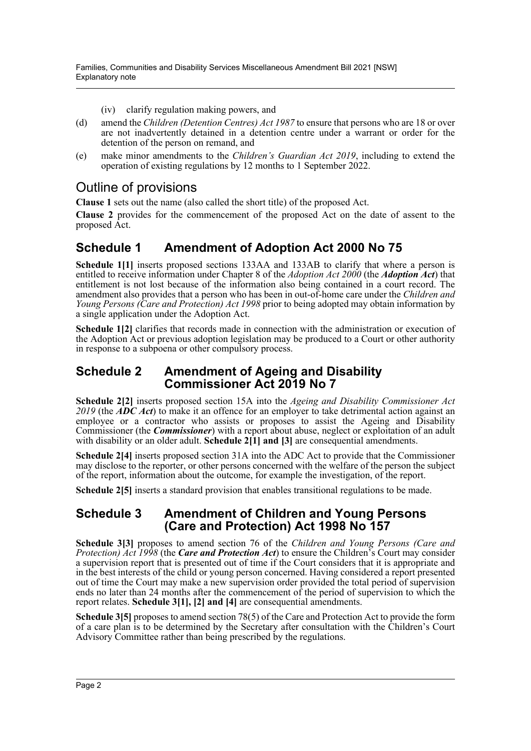(iv) clarify regulation making powers, and

(d) amend the *Children (Detention Centres) Act 1987* to ensure that persons who are 18 or over are not inadvertently detained in a detention centre under a warrant or order for the detention of the person on remand, and

(e) make minor amendments to the *Children's Guardian Act 2019*, including to extend the operation of existing regulations by 12 months to 1 September 2022.

## Outline of provisions

**Clause 1** sets out the name (also called the short title) of the proposed Act.

**Clause 2** provides for the commencement of the proposed Act on the date of assent to the proposed Act.

## Schedule 1 Amendment of Adoption Act 2000 No 75

**Schedule 1[1]** inserts proposed sections 133AA and 133AB to clarify that where a person is entitled to receive information under Chapter 8 of the *Adoption Act 2000* (the ***Adoption Act***) that entitlement is not lost because of the information also being contained in a court record. The amendment also provides that a person who has been in out-of-home care under the *Children and Young Persons (Care and Protection) Act 1998* prior to being adopted may obtain information by a single application under the Adoption Act.

**Schedule 1[2]** clarifies that records made in connection with the administration or execution of the Adoption Act or previous adoption legislation may be produced to a Court or other authority in response to a subpoena or other compulsory process.

## Schedule 2 Amendment of Ageing and Disability Commissioner Act 2019 No 7

**Schedule 2[2]** inserts proposed section 15A into the *Ageing and Disability Commissioner Act 2019* (the ***ADC Act***) to make it an offence for an employer to take detrimental action against an employee or a contractor who assists or proposes to assist the Ageing and Disability Commissioner (the ***Commissioner***) with a report about abuse, neglect or exploitation of an adult with disability or an older adult. **Schedule 2[1] and [3]** are consequential amendments.

**Schedule 2[4]** inserts proposed section 31A into the ADC Act to provide that the Commissioner may disclose to the reporter, or other persons concerned with the welfare of the person the subject of the report, information about the outcome, for example the investigation, of the report.

**Schedule 2[5]** inserts a standard provision that enables transitional regulations to be made.

## Schedule 3 Amendment of Children and Young Persons (Care and Protection) Act 1998 No 157

**Schedule 3[3]** proposes to amend section 76 of the *Children and Young Persons (Care and Protection) Act 1998* (the ***Care and Protection Act***) to ensure the Children's Court may consider a supervision report that is presented out of time if the Court considers that it is appropriate and in the best interests of the child or young person concerned. Having considered a report presented out of time the Court may make a new supervision order provided the total period of supervision ends no later than 24 months after the commencement of the period of supervision to which the report relates. **Schedule 3[1], [2] and [4]** are consequential amendments.

**Schedule 3[5]** proposes to amend section 78(5) of the Care and Protection Act to provide the form of a care plan is to be determined by the Secretary after consultation with the Children's Court Advisory Committee rather than being prescribed by the regulations.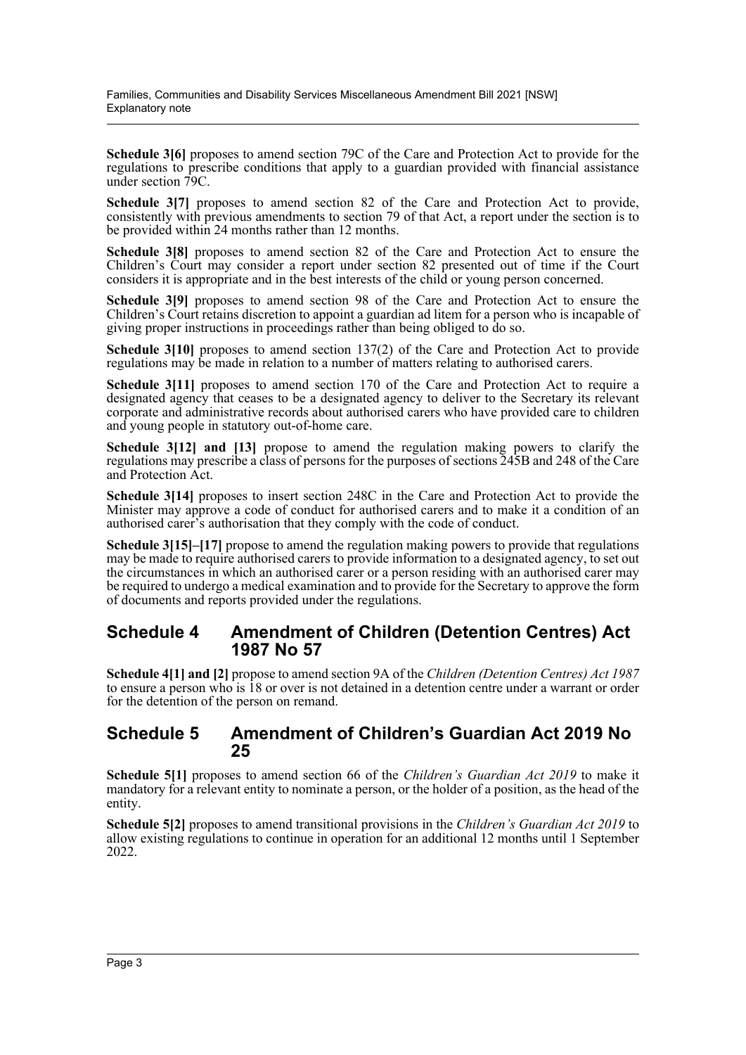**Schedule 3[6]** proposes to amend section 79C of the Care and Protection Act to provide for the regulations to prescribe conditions that apply to a guardian provided with financial assistance under section 79C.

**Schedule 3[7]** proposes to amend section 82 of the Care and Protection Act to provide, consistently with previous amendments to section 79 of that Act, a report under the section is to be provided within 24 months rather than 12 months.

**Schedule 3[8]** proposes to amend section 82 of the Care and Protection Act to ensure the Children's Court may consider a report under section 82 presented out of time if the Court considers it is appropriate and in the best interests of the child or young person concerned.

**Schedule 3[9]** proposes to amend section 98 of the Care and Protection Act to ensure the Children's Court retains discretion to appoint a guardian ad litem for a person who is incapable of giving proper instructions in proceedings rather than being obliged to do so.

**Schedule 3[10]** proposes to amend section 137(2) of the Care and Protection Act to provide regulations may be made in relation to a number of matters relating to authorised carers.

**Schedule 3[11]** proposes to amend section 170 of the Care and Protection Act to require a designated agency that ceases to be a designated agency to deliver to the Secretary its relevant corporate and administrative records about authorised carers who have provided care to children and young people in statutory out-of-home care.

**Schedule 3[12] and [13]** propose to amend the regulation making powers to clarify the regulations may prescribe a class of persons for the purposes of sections 245B and 248 of the Care and Protection Act.

**Schedule 3[14]** proposes to insert section 248C in the Care and Protection Act to provide the Minister may approve a code of conduct for authorised carers and to make it a condition of an authorised carer's authorisation that they comply with the code of conduct.

**Schedule 3[15]–[17]** propose to amend the regulation making powers to provide that regulations may be made to require authorised carers to provide information to a designated agency, to set out the circumstances in which an authorised carer or a person residing with an authorised carer may be required to undergo a medical examination and to provide for the Secretary to approve the form of documents and reports provided under the regulations.

## Schedule 4 Amendment of Children (Detention Centres) Act 1987 No 57

**Schedule 4[1] and [2]** propose to amend section 9A of the *Children (Detention Centres) Act 1987* to ensure a person who is 18 or over is not detained in a detention centre under a warrant or order for the detention of the person on remand.

## Schedule 5 Amendment of Children's Guardian Act 2019 No 25

**Schedule 5[1]** proposes to amend section 66 of the *Children's Guardian Act 2019* to make it mandatory for a relevant entity to nominate a person, or the holder of a position, as the head of the entity.

**Schedule 5[2]** proposes to amend transitional provisions in the *Children's Guardian Act 2019* to allow existing regulations to continue in operation for an additional 12 months until 1 September 2022.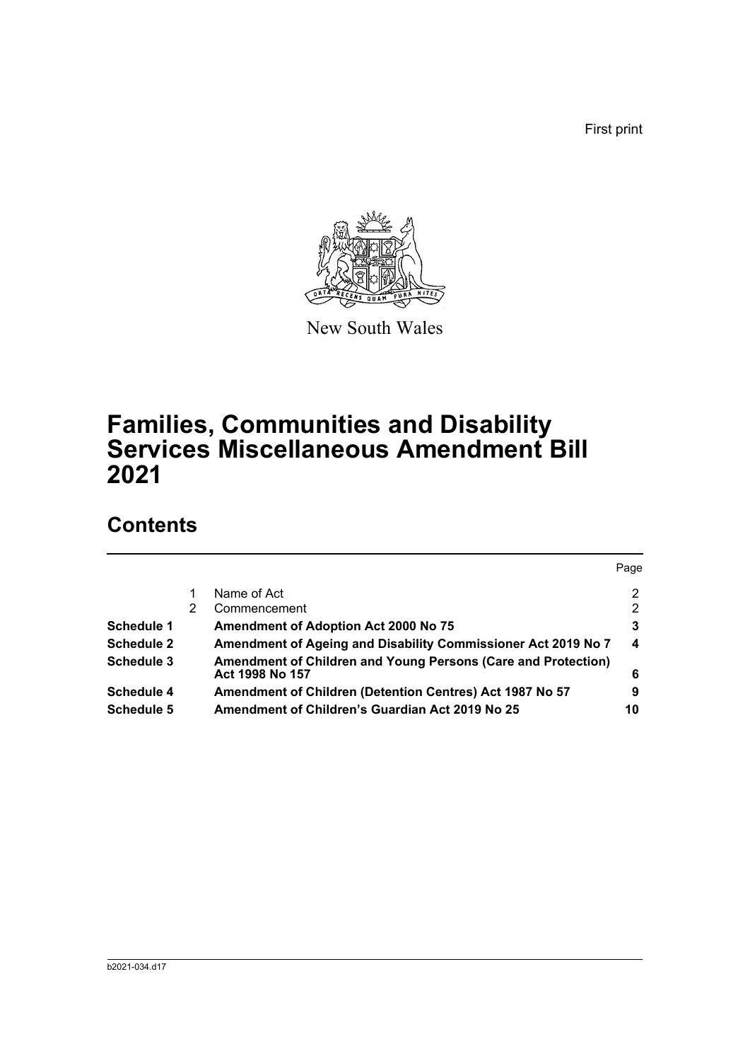First print

New South Wales

# Families, Communities and Disability Services Miscellaneous Amendment Bill 2021

## Contents

| | | | Page |
|---|---|---|---|
| | 1 | Name of Act | 2 |
| | 2 | Commencement | 2 |
| **Schedule 1** | | **Amendment of Adoption Act 2000 No 75** | **3** |
| **Schedule 2** | | **Amendment of Ageing and Disability Commissioner Act 2019 No 7** | **4** |
| **Schedule 3** | | **Amendment of Children and Young Persons (Care and Protection) Act 1998 No 157** | **6** |
| **Schedule 4** | | **Amendment of Children (Detention Centres) Act 1987 No 57** | **9** |
| **Schedule 5** | | **Amendment of Children's Guardian Act 2019 No 25** | **10** |

b2021-034.d17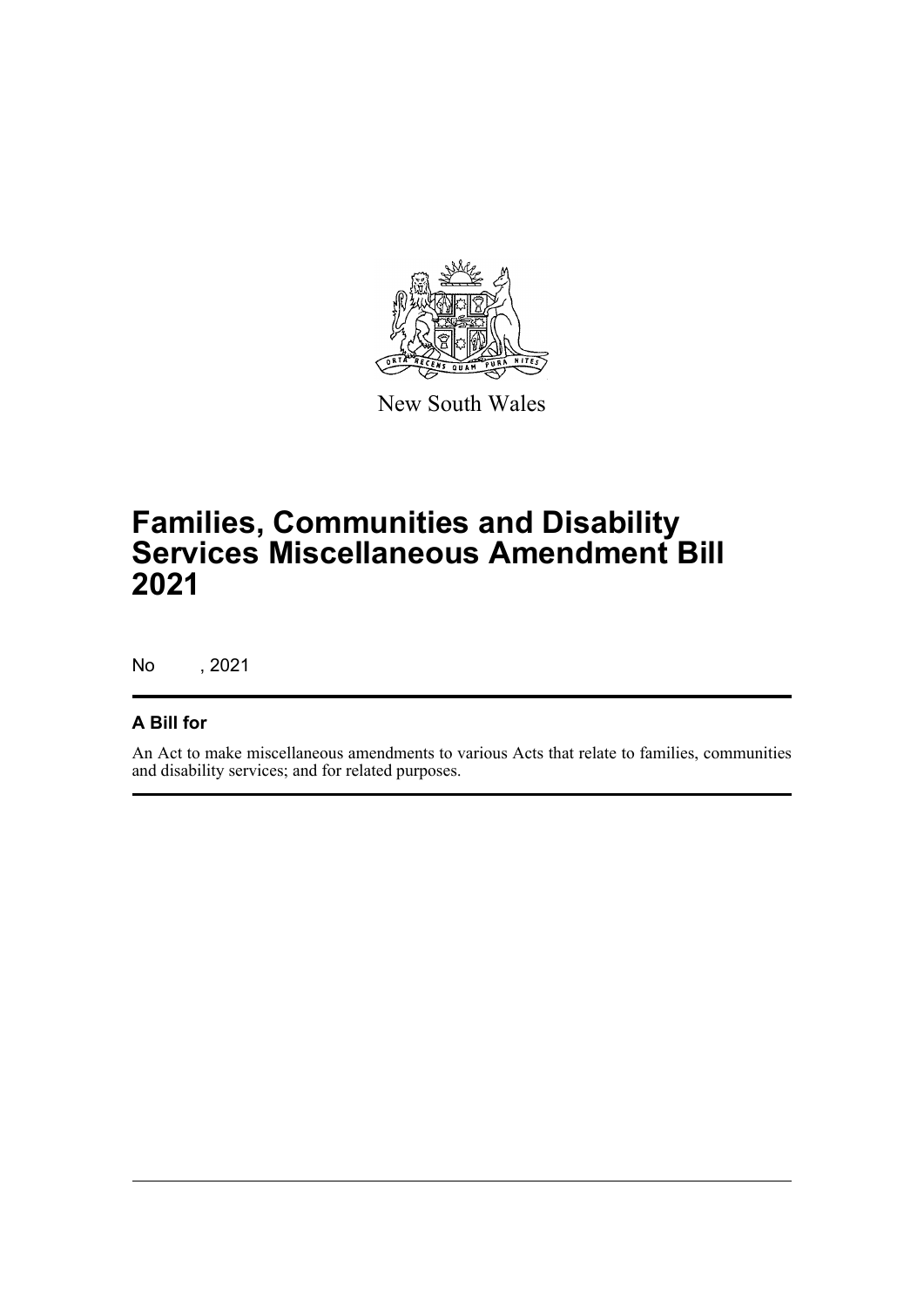New South Wales

# Families, Communities and Disability Services Miscellaneous Amendment Bill 2021

No , 2021

## A Bill for

An Act to make miscellaneous amendments to various Acts that relate to families, communities and disability services; and for related purposes.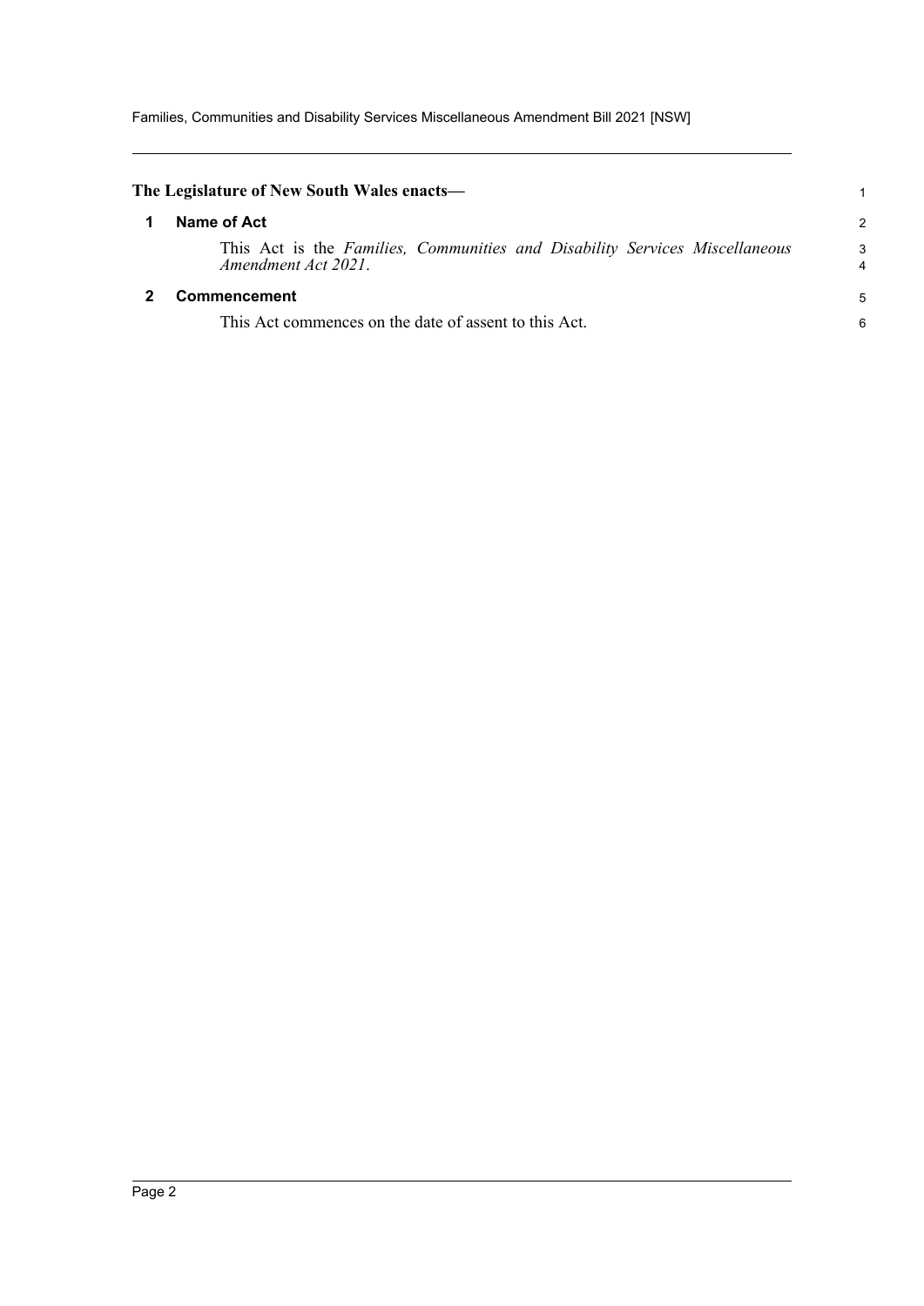**The Legislature of New South Wales enacts—**

## 1 Name of Act

This Act is the *Families, Communities and Disability Services Miscellaneous Amendment Act 2021*.

## 2 Commencement

This Act commences on the date of assent to this Act.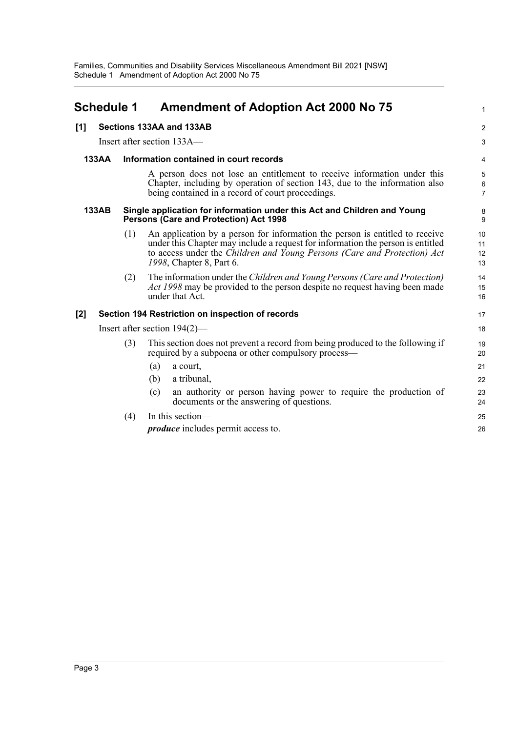# Schedule 1 Amendment of Adoption Act 2000 No 75

## [1] Sections 133AA and 133AB

Insert after section 133A—

### 133AA Information contained in court records

A person does not lose an entitlement to receive information under this Chapter, including by operation of section 143, due to the information also being contained in a record of court proceedings.

### 133AB Single application for information under this Act and Children and Young Persons (Care and Protection) Act 1998

(1) An application by a person for information the person is entitled to receive under this Chapter may include a request for information the person is entitled to access under the *Children and Young Persons (Care and Protection) Act 1998*, Chapter 8, Part 6.

(2) The information under the *Children and Young Persons (Care and Protection) Act 1998* may be provided to the person despite no request having been made under that Act.

## [2] Section 194 Restriction on inspection of records

Insert after section 194(2)—

(3) This section does not prevent a record from being produced to the following if required by a subpoena or other compulsory process—

(a) a court,

(b) a tribunal,

(c) an authority or person having power to require the production of documents or the answering of questions.

(4) In this section—

***produce*** includes permit access to.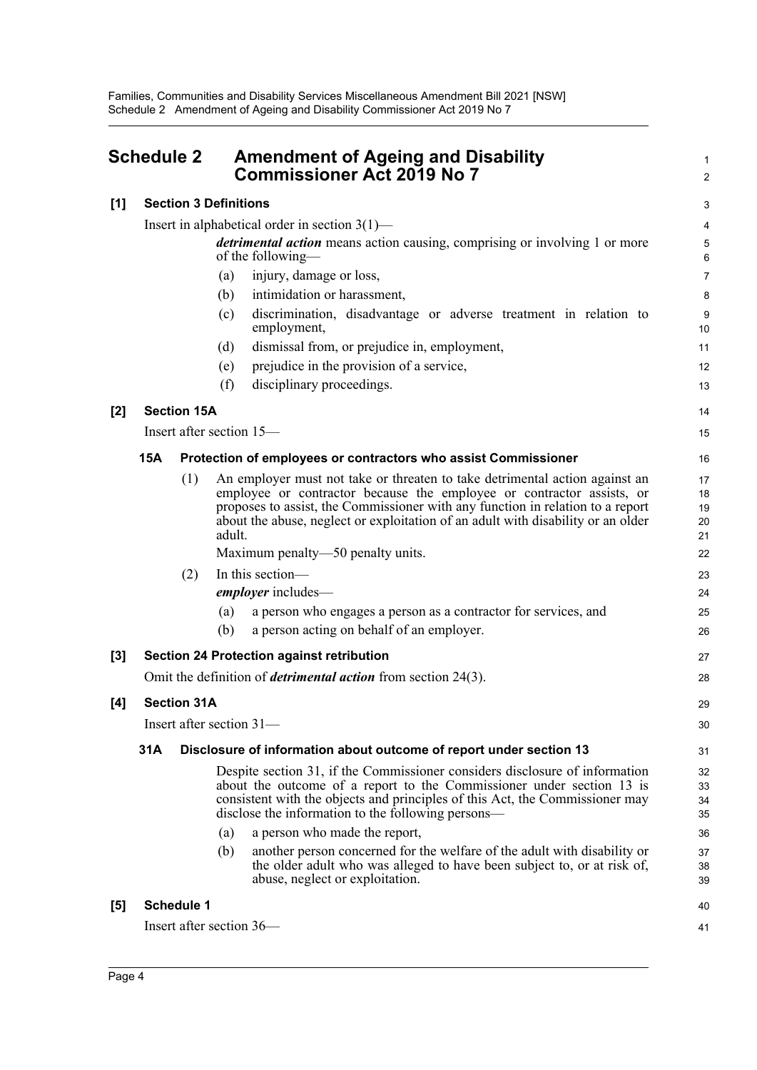## Schedule 2 Amendment of Ageing and Disability Commissioner Act 2019 No 7

**[1] Section 3 Definitions**

Insert in alphabetical order in section 3(1)—

> ***detrimental action*** means action causing, comprising or involving 1 or more of the following—
>
> (a) injury, damage or loss,
>
> (b) intimidation or harassment,
>
> (c) discrimination, disadvantage or adverse treatment in relation to employment,
>
> (d) dismissal from, or prejudice in, employment,
>
> (e) prejudice in the provision of a service,
>
> (f) disciplinary proceedings.

**[2] Section 15A**

Insert after section 15—

> **15A Protection of employees or contractors who assist Commissioner**
>
> (1) An employer must not take or threaten to take detrimental action against an employee or contractor because the employee or contractor assists, or proposes to assist, the Commissioner with any function in relation to a report about the abuse, neglect or exploitation of an adult with disability or an older adult.
>
> Maximum penalty—50 penalty units.
>
> (2) In this section—
>
> ***employer*** includes—
>
> (a) a person who engages a person as a contractor for services, and
>
> (b) a person acting on behalf of an employer.

**[3] Section 24 Protection against retribution**

Omit the definition of ***detrimental action*** from section 24(3).

**[4] Section 31A**

Insert after section 31—

> **31A Disclosure of information about outcome of report under section 13**
>
> Despite section 31, if the Commissioner considers disclosure of information about the outcome of a report to the Commissioner under section 13 is consistent with the objects and principles of this Act, the Commissioner may disclose the information to the following persons—
>
> (a) a person who made the report,
>
> (b) another person concerned for the welfare of the adult with disability or the older adult who was alleged to have been subject to, or at risk of, abuse, neglect or exploitation.

**[5] Schedule 1**

Insert after section 36—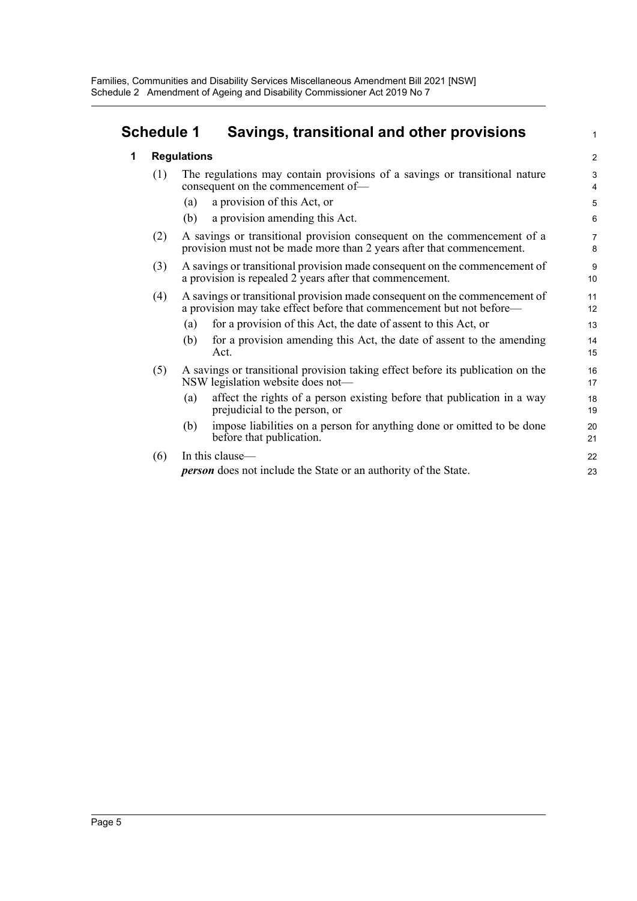## Schedule 1 Savings, transitional and other provisions

### 1 Regulations

(1) The regulations may contain provisions of a savings or transitional nature consequent on the commencement of—

(a) a provision of this Act, or

(b) a provision amending this Act.

(2) A savings or transitional provision consequent on the commencement of a provision must not be made more than 2 years after that commencement.

(3) A savings or transitional provision made consequent on the commencement of a provision is repealed 2 years after that commencement.

(4) A savings or transitional provision made consequent on the commencement of a provision may take effect before that commencement but not before—

(a) for a provision of this Act, the date of assent to this Act, or

(b) for a provision amending this Act, the date of assent to the amending Act.

(5) A savings or transitional provision taking effect before its publication on the NSW legislation website does not—

(a) affect the rights of a person existing before that publication in a way prejudicial to the person, or

(b) impose liabilities on a person for anything done or omitted to be done before that publication.

(6) In this clause—

***person*** does not include the State or an authority of the State.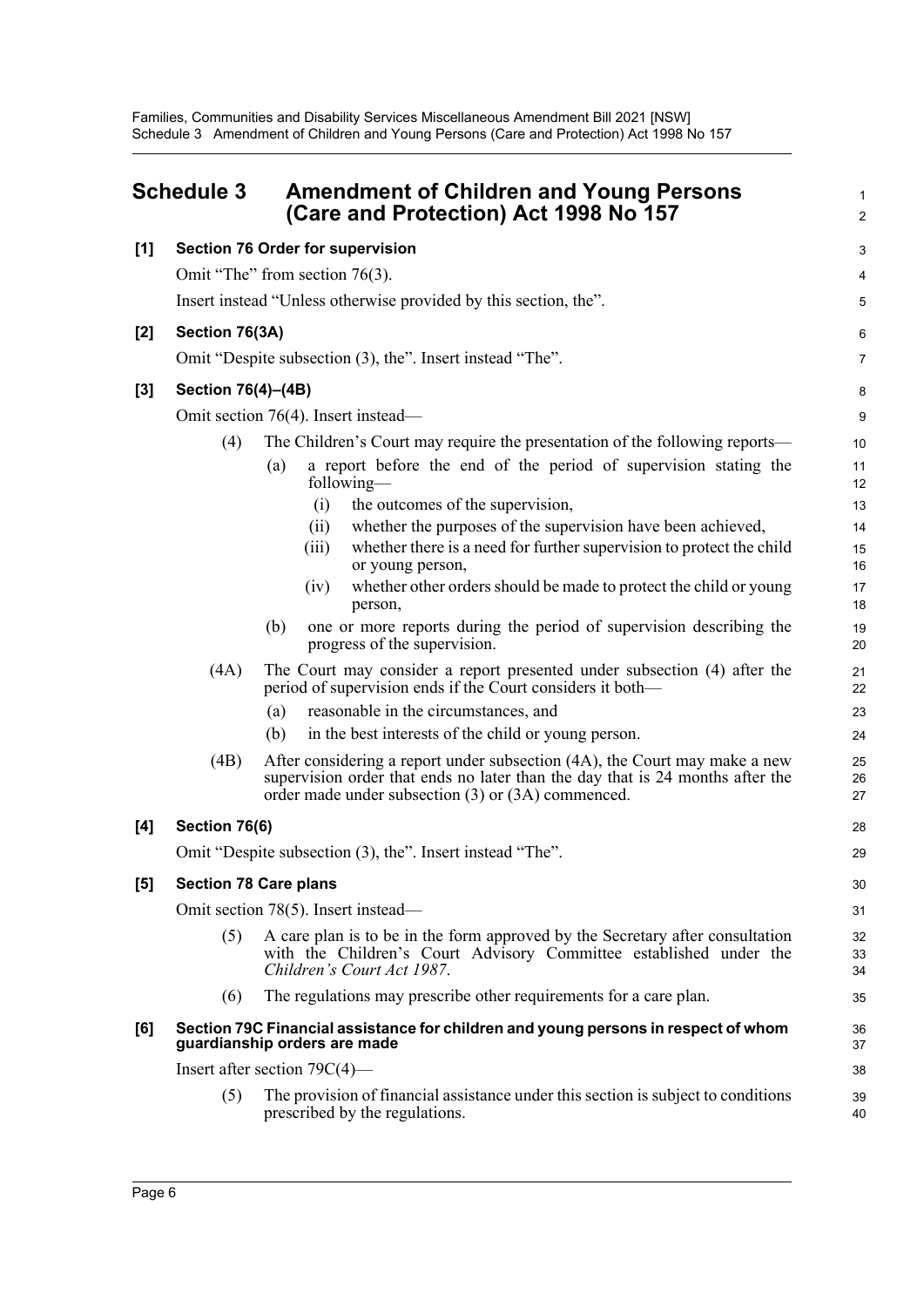## Schedule 3 Amendment of Children and Young Persons (Care and Protection) Act 1998 No 157

**[1] Section 76 Order for supervision**

Omit "The" from section 76(3).

Insert instead "Unless otherwise provided by this section, the".

**[2] Section 76(3A)**

Omit "Despite subsection (3), the". Insert instead "The".

**[3] Section 76(4)–(4B)**

Omit section 76(4). Insert instead—

(4) The Children's Court may require the presentation of the following reports—

(a) a report before the end of the period of supervision stating the following—

(i) the outcomes of the supervision,

(ii) whether the purposes of the supervision have been achieved,

(iii) whether there is a need for further supervision to protect the child or young person,

(iv) whether other orders should be made to protect the child or young person,

(b) one or more reports during the period of supervision describing the progress of the supervision.

(4A) The Court may consider a report presented under subsection (4) after the period of supervision ends if the Court considers it both—

(a) reasonable in the circumstances, and

(b) in the best interests of the child or young person.

(4B) After considering a report under subsection (4A), the Court may make a new supervision order that ends no later than the day that is 24 months after the order made under subsection (3) or (3A) commenced.

**[4] Section 76(6)**

Omit "Despite subsection (3), the". Insert instead "The".

**[5] Section 78 Care plans**

Omit section 78(5). Insert instead—

(5) A care plan is to be in the form approved by the Secretary after consultation with the Children's Court Advisory Committee established under the *Children's Court Act 1987*.

(6) The regulations may prescribe other requirements for a care plan.

**[6] Section 79C Financial assistance for children and young persons in respect of whom guardianship orders are made**

Insert after section 79C(4)—

(5) The provision of financial assistance under this section is subject to conditions prescribed by the regulations.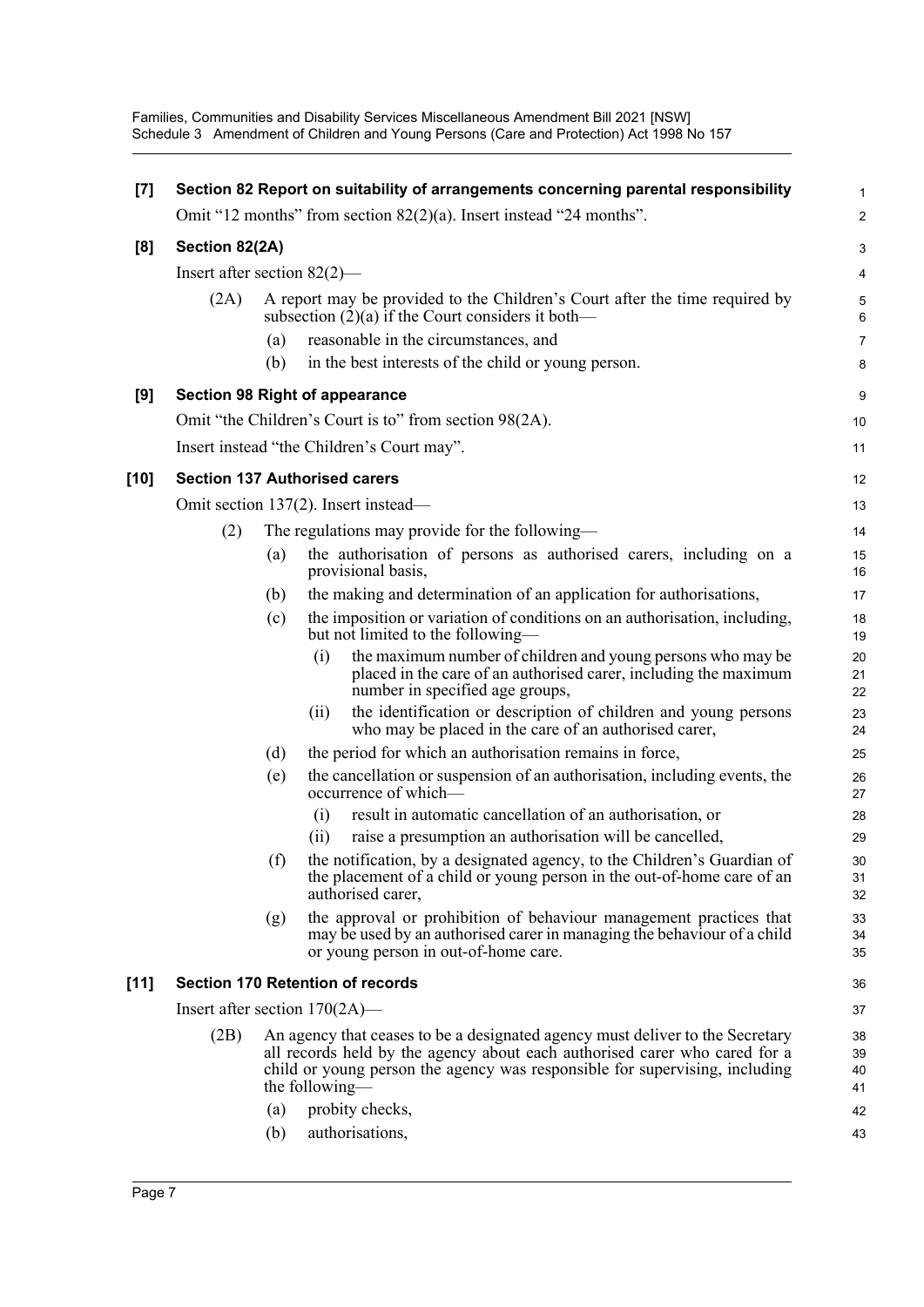**[7] Section 82 Report on suitability of arrangements concerning parental responsibility**

Omit "12 months" from section 82(2)(a). Insert instead "24 months".

**[8] Section 82(2A)**

Insert after section 82(2)—

(2A) A report may be provided to the Children's Court after the time required by subsection (2)(a) if the Court considers it both—

(a) reasonable in the circumstances, and

(b) in the best interests of the child or young person.

**[9] Section 98 Right of appearance**

Omit "the Children's Court is to" from section 98(2A).

Insert instead "the Children's Court may".

**[10] Section 137 Authorised carers**

Omit section 137(2). Insert instead—

(2) The regulations may provide for the following—

(a) the authorisation of persons as authorised carers, including on a provisional basis,

(b) the making and determination of an application for authorisations,

(c) the imposition or variation of conditions on an authorisation, including, but not limited to the following—

(i) the maximum number of children and young persons who may be placed in the care of an authorised carer, including the maximum number in specified age groups,

(ii) the identification or description of children and young persons who may be placed in the care of an authorised carer,

(d) the period for which an authorisation remains in force,

(e) the cancellation or suspension of an authorisation, including events, the occurrence of which—

(i) result in automatic cancellation of an authorisation, or

(ii) raise a presumption an authorisation will be cancelled,

(f) the notification, by a designated agency, to the Children's Guardian of the placement of a child or young person in the out-of-home care of an authorised carer,

(g) the approval or prohibition of behaviour management practices that may be used by an authorised carer in managing the behaviour of a child or young person in out-of-home care.

**[11] Section 170 Retention of records**

Insert after section 170(2A)—

(2B) An agency that ceases to be a designated agency must deliver to the Secretary all records held by the agency about each authorised carer who cared for a child or young person the agency was responsible for supervising, including the following—

(a) probity checks,

(b) authorisations,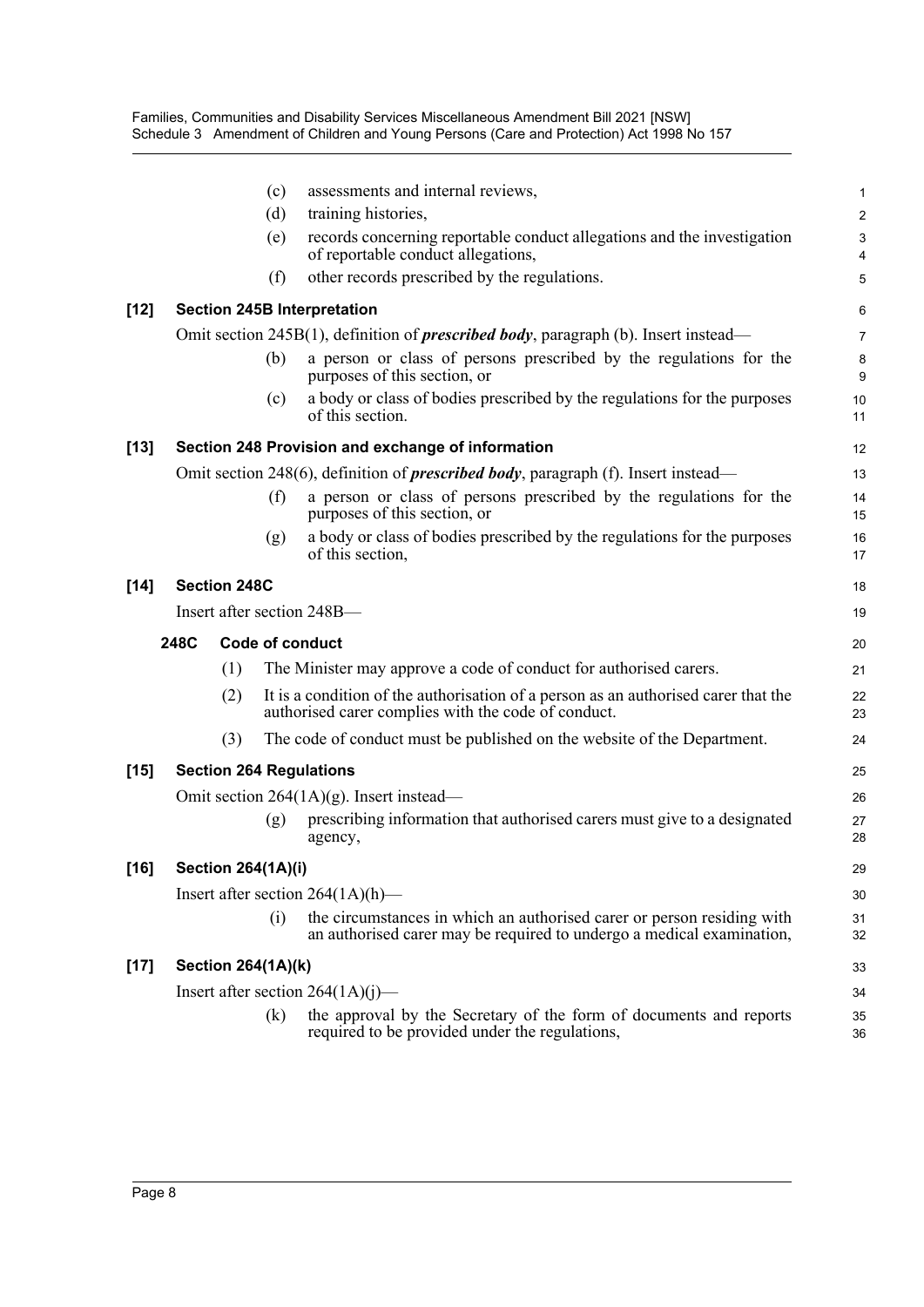(c) assessments and internal reviews,

(d) training histories,

(e) records concerning reportable conduct allegations and the investigation of reportable conduct allegations,

(f) other records prescribed by the regulations.

### [12] Section 245B Interpretation

Omit section 245B(1), definition of ***prescribed body***, paragraph (b). Insert instead—

(b) a person or class of persons prescribed by the regulations for the purposes of this section, or

(c) a body or class of bodies prescribed by the regulations for the purposes of this section.

### [13] Section 248 Provision and exchange of information

Omit section 248(6), definition of ***prescribed body***, paragraph (f). Insert instead—

(f) a person or class of persons prescribed by the regulations for the purposes of this section, or

(g) a body or class of bodies prescribed by the regulations for the purposes of this section,

### [14] Section 248C

Insert after section 248B—

#### 248C Code of conduct

(1) The Minister may approve a code of conduct for authorised carers.

(2) It is a condition of the authorisation of a person as an authorised carer that the authorised carer complies with the code of conduct.

(3) The code of conduct must be published on the website of the Department.

### [15] Section 264 Regulations

Omit section 264(1A)(g). Insert instead—

(g) prescribing information that authorised carers must give to a designated agency,

### [16] Section 264(1A)(i)

Insert after section 264(1A)(h)—

(i) the circumstances in which an authorised carer or person residing with an authorised carer may be required to undergo a medical examination,

### [17] Section 264(1A)(k)

Insert after section 264(1A)(j)—

(k) the approval by the Secretary of the form of documents and reports required to be provided under the regulations,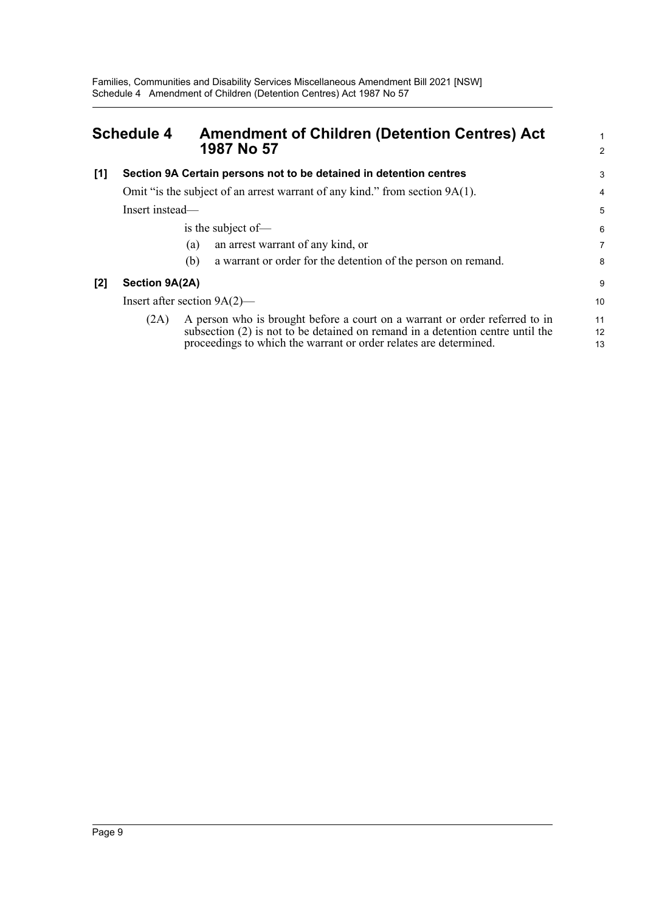## Schedule 4 Amendment of Children (Detention Centres) Act 1987 No 57

**[1] Section 9A Certain persons not to be detained in detention centres**

Omit "is the subject of an arrest warrant of any kind." from section 9A(1).

Insert instead—

is the subject of—

(a) an arrest warrant of any kind, or

(b) a warrant or order for the detention of the person on remand.

**[2] Section 9A(2A)**

Insert after section 9A(2)—

(2A) A person who is brought before a court on a warrant or order referred to in subsection (2) is not to be detained on remand in a detention centre until the proceedings to which the warrant or order relates are determined.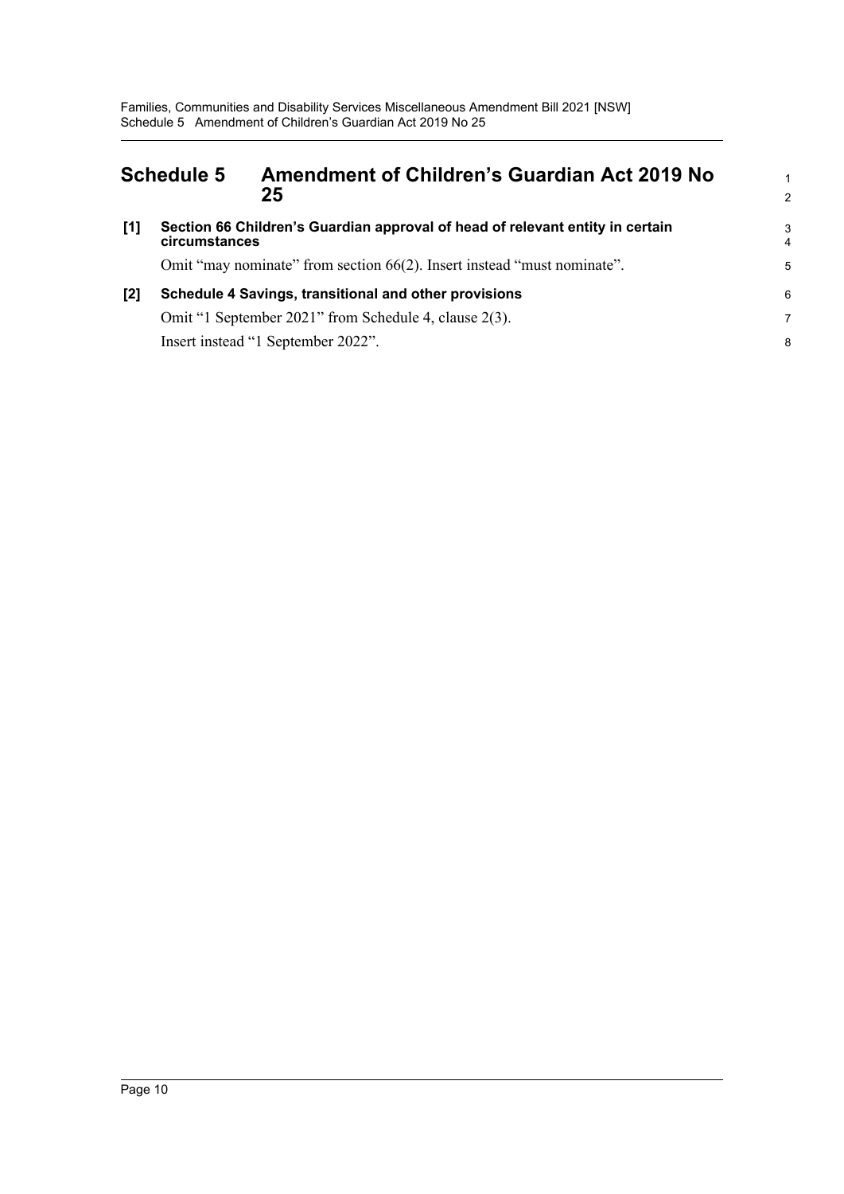## Schedule 5 Amendment of Children's Guardian Act 2019 No 25

**[1] Section 66 Children's Guardian approval of head of relevant entity in certain circumstances**

Omit "may nominate" from section 66(2). Insert instead "must nominate".

**[2] Schedule 4 Savings, transitional and other provisions**

Omit "1 September 2021" from Schedule 4, clause 2(3).

Insert instead "1 September 2022".